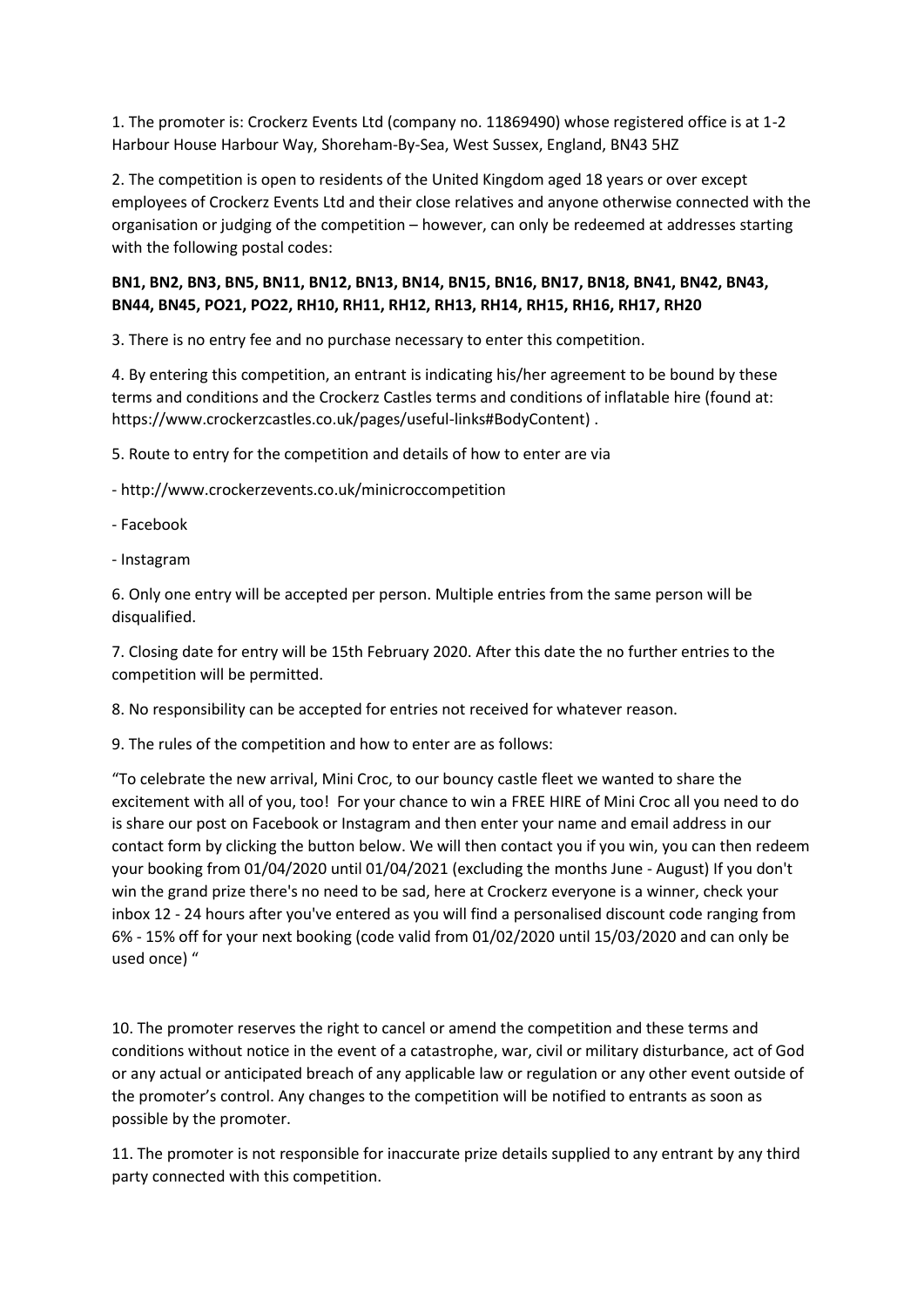1. The promoter is: Crockerz Events Ltd (company no. 11869490) whose registered office is at 1-2 Harbour House Harbour Way, Shoreham-By-Sea, West Sussex, England, BN43 5HZ

2. The competition is open to residents of the United Kingdom aged 18 years or over except employees of Crockerz Events Ltd and their close relatives and anyone otherwise connected with the organisation or judging of the competition – however, can only be redeemed at addresses starting with the following postal codes:

**BN1, BN2, BN3, BN5, BN11, BN12, BN13, BN14, BN15, BN16, BN17, BN18, BN41, BN42, BN43, BN44, BN45, PO21, PO22, RH10, RH11, RH12, RH13, RH14, RH15, RH16, RH17, RH20**

3. There is no entry fee and no purchase necessary to enter this competition.

4. By entering this competition, an entrant is indicating his/her agreement to be bound by these terms and conditions and the Crockerz Castles terms and conditions of inflatable hire (found at: https://www.crockerzcastles.co.uk/pages/useful-links#BodyContent) .

5. Route to entry for the competition and details of how to enter are via

- http://www.crockerzevents.co.uk/minicroccompetition

- Facebook

- Instagram

6. Only one entry will be accepted per person. Multiple entries from the same person will be disqualified.

7. Closing date for entry will be 15th February 2020. After this date the no further entries to the competition will be permitted.

8. No responsibility can be accepted for entries not received for whatever reason.

9. The rules of the competition and how to enter are as follows:

"To celebrate the new arrival, Mini Croc, to our bouncy castle fleet we wanted to share the excitement with all of you, too! For your chance to win a FREE HIRE of Mini Croc all you need to do is share our post on Facebook or Instagram and then enter your name and email address in our contact form by clicking the button below. We will then contact you if you win, you can then redeem your booking from 01/04/2020 until 01/04/2021 (excluding the months June - August) If you don't win the grand prize there's no need to be sad, here at Crockerz everyone is a winner, check your inbox 12 - 24 hours after you've entered as you will find a personalised discount code ranging from 6% - 15% off for your next booking (code valid from 01/02/2020 until 15/03/2020 and can only be used once) "

10. The promoter reserves the right to cancel or amend the competition and these terms and conditions without notice in the event of a catastrophe, war, civil or military disturbance, act of God or any actual or anticipated breach of any applicable law or regulation or any other event outside of the promoter's control. Any changes to the competition will be notified to entrants as soon as possible by the promoter.

11. The promoter is not responsible for inaccurate prize details supplied to any entrant by any third party connected with this competition.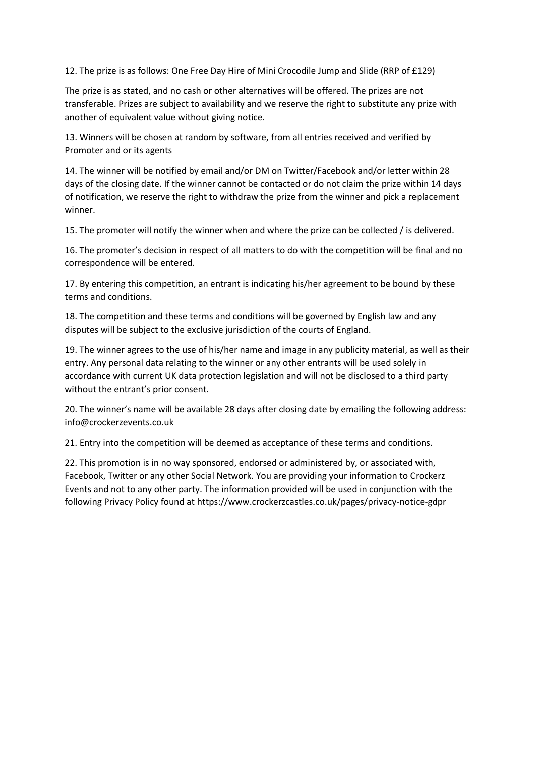12. The prize is as follows: One Free Day Hire of Mini Crocodile Jump and Slide (RRP of £129)

The prize is as stated, and no cash or other alternatives will be offered. The prizes are not transferable. Prizes are subject to availability and we reserve the right to substitute any prize with another of equivalent value without giving notice.

13. Winners will be chosen at random by software, from all entries received and verified by Promoter and or its agents

14. The winner will be notified by email and/or DM on Twitter/Facebook and/or letter within 28 days of the closing date. If the winner cannot be contacted or do not claim the prize within 14 days of notification, we reserve the right to withdraw the prize from the winner and pick a replacement winner.

15. The promoter will notify the winner when and where the prize can be collected / is delivered.

16. The promoter's decision in respect of all matters to do with the competition will be final and no correspondence will be entered.

17. By entering this competition, an entrant is indicating his/her agreement to be bound by these terms and conditions.

18. The competition and these terms and conditions will be governed by English law and any disputes will be subject to the exclusive jurisdiction of the courts of England.

19. The winner agrees to the use of his/her name and image in any publicity material, as well as their entry. Any personal data relating to the winner or any other entrants will be used solely in accordance with current UK data protection legislation and will not be disclosed to a third party without the entrant's prior consent.

20. The winner's name will be available 28 days after closing date by emailing the following address: info@crockerzevents.co.uk

21. Entry into the competition will be deemed as acceptance of these terms and conditions.

22. This promotion is in no way sponsored, endorsed or administered by, or associated with, Facebook, Twitter or any other Social Network. You are providing your information to Crockerz Events and not to any other party. The information provided will be used in conjunction with the following Privacy Policy found at https://www.crockerzcastles.co.uk/pages/privacy-notice-gdpr